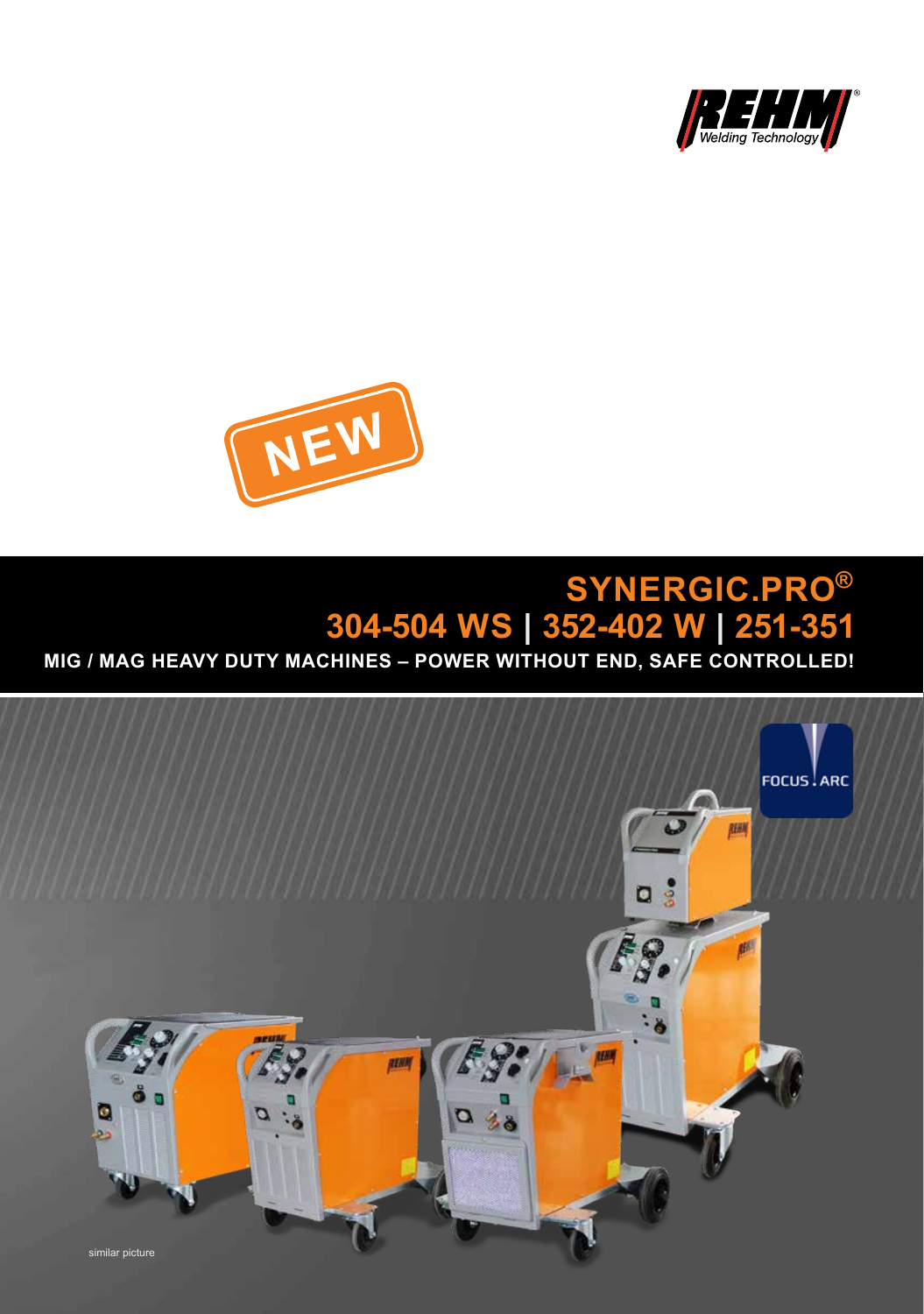REHM® Welding Technology

NEW

# SYNERGIC.PRO®
# 304-504 WS | 352-402 W | 251-351

**MIG / MAG HEAVY DUTY MACHINES – POWER WITHOUT END, SAFE CONTROLLED!**

FOCUS.ARC

similar picture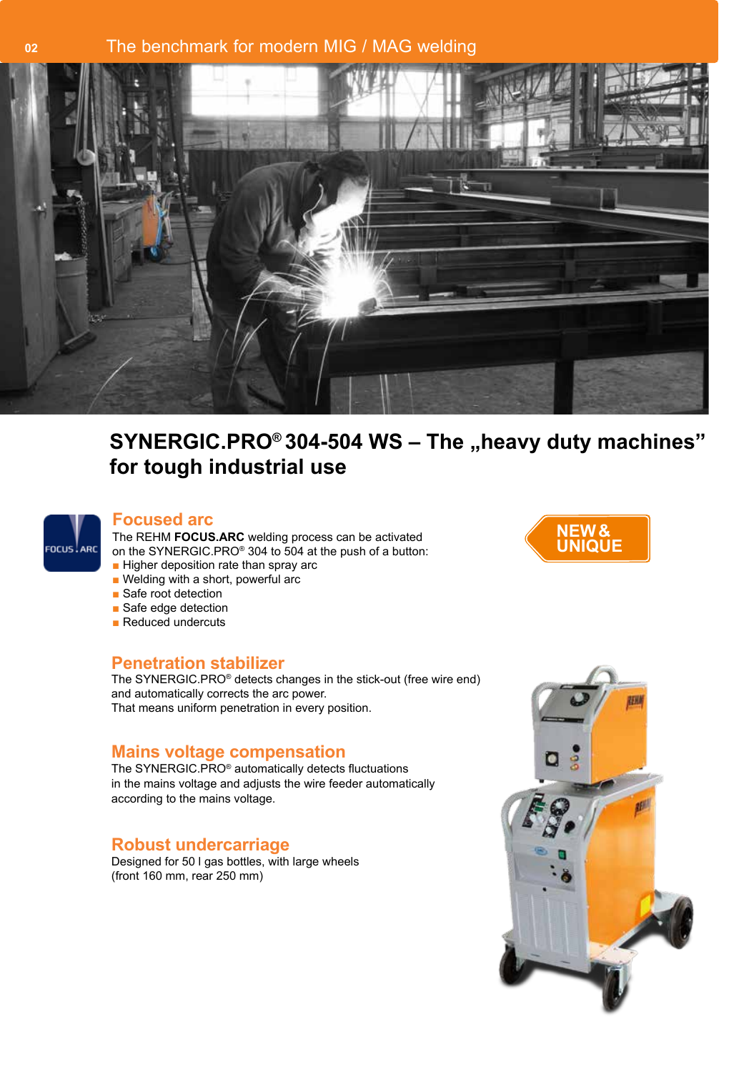## SYNERGIC.PRO® 304-504 WS – The „heavy duty machines" for tough industrial use

NEW & UNIQUE

### Focused arc

The REHM **FOCUS.ARC** welding process can be activated on the SYNERGIC.PRO® 304 to 504 at the push of a button:

- Higher deposition rate than spray arc
- Welding with a short, powerful arc
- Safe root detection
- Safe edge detection
- Reduced undercuts

### Penetration stabilizer

The SYNERGIC.PRO® detects changes in the stick-out (free wire end) and automatically corrects the arc power.
That means uniform penetration in every position.

### Mains voltage compensation

The SYNERGIC.PRO® automatically detects fluctuations in the mains voltage and adjusts the wire feeder automatically according to the mains voltage.

### Robust undercarriage

Designed for 50 l gas bottles, with large wheels (front 160 mm, rear 250 mm)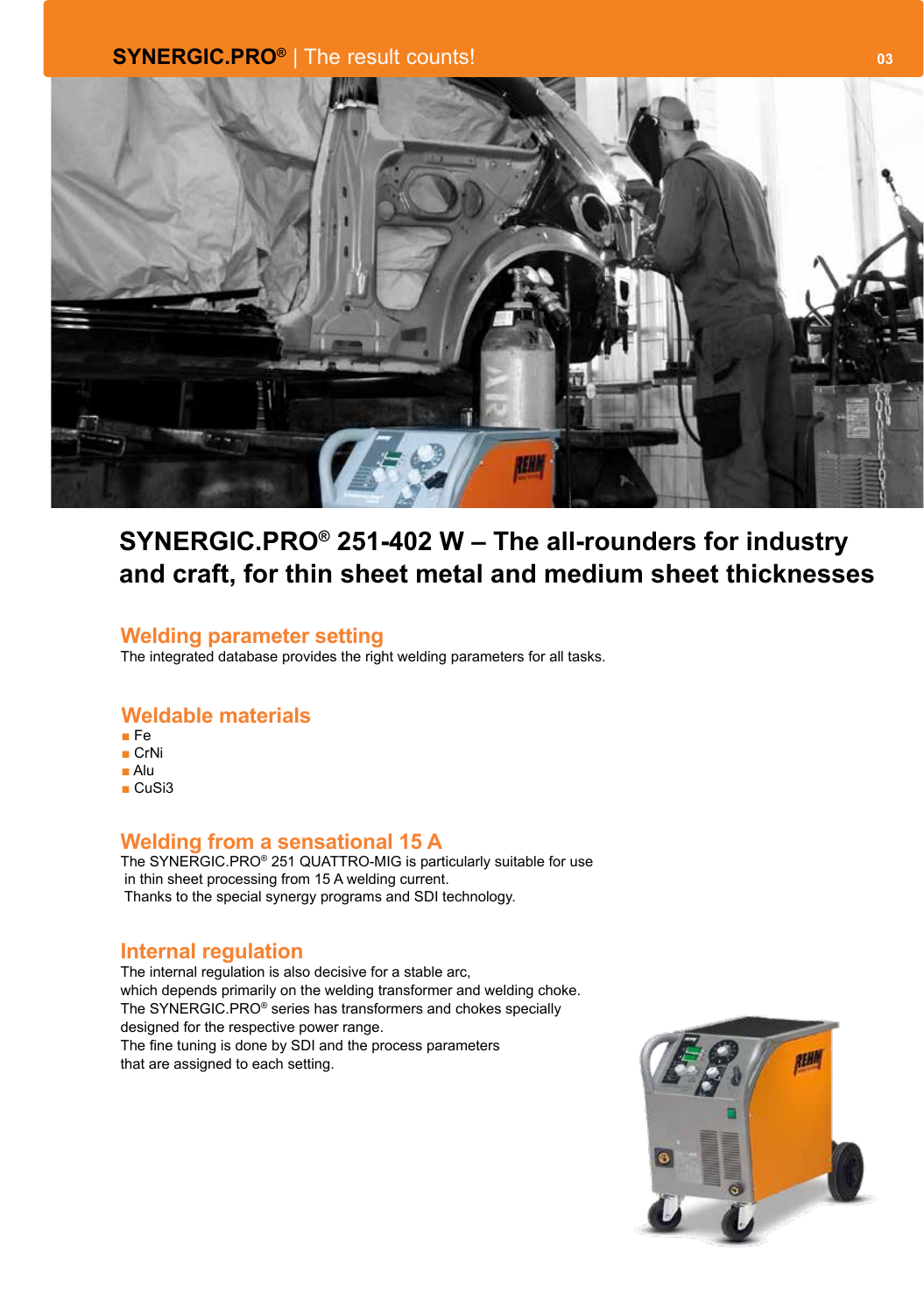# SYNERGIC.PRO® 251-402 W – The all-rounders for industry and craft, for thin sheet metal and medium sheet thicknesses

## Welding parameter setting

The integrated database provides the right welding parameters for all tasks.

## Weldable materials

- Fe
- CrNi
- Alu
- CuSi3

## Welding from a sensational 15 A

The SYNERGIC.PRO® 251 QUATTRO-MIG is particularly suitable for use in thin sheet processing from 15 A welding current.
Thanks to the special synergy programs and SDI technology.

## Internal regulation

The internal regulation is also decisive for a stable arc, which depends primarily on the welding transformer and welding choke.
The SYNERGIC.PRO® series has transformers and chokes specially designed for the respective power range.
The fine tuning is done by SDI and the process parameters that are assigned to each setting.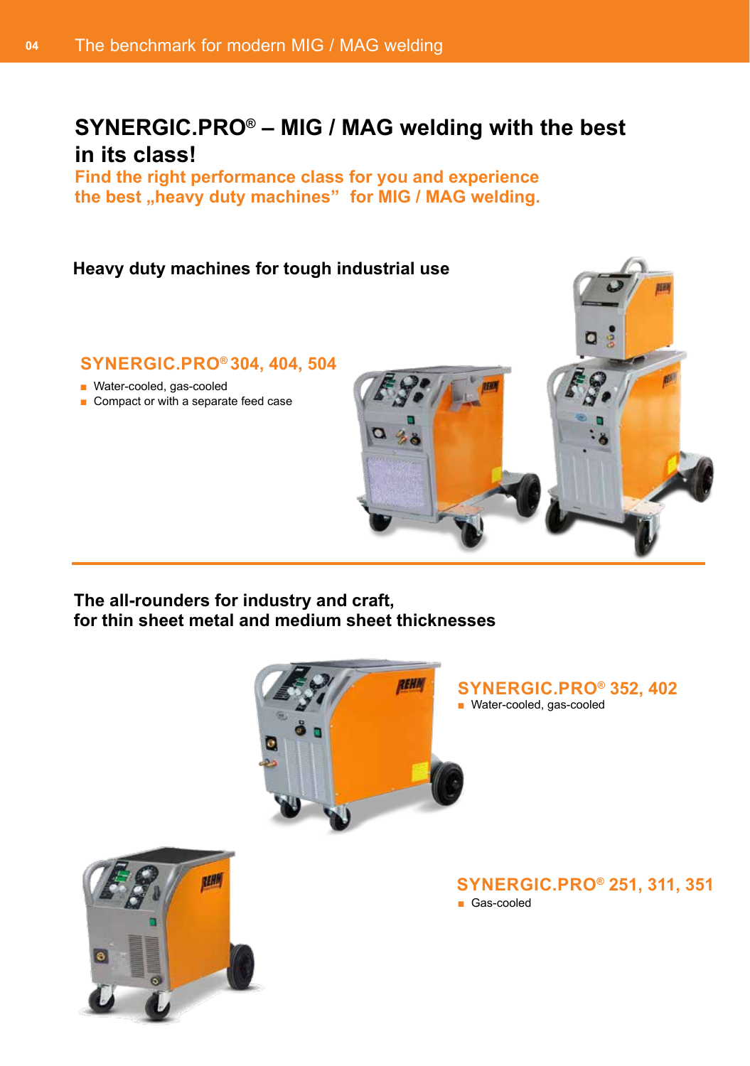# SYNERGIC.PRO® – MIG / MAG welding with the best in its class!

**Find the right performance class for you and experience the best „heavy duty machines" for MIG / MAG welding.**

## Heavy duty machines for tough industrial use

### SYNERGIC.PRO® 304, 404, 504

- Water-cooled, gas-cooled
- Compact or with a separate feed case

## The all-rounders for industry and craft, for thin sheet metal and medium sheet thicknesses

### SYNERGIC.PRO® 352, 402

- Water-cooled, gas-cooled

### SYNERGIC.PRO® 251, 311, 351

- Gas-cooled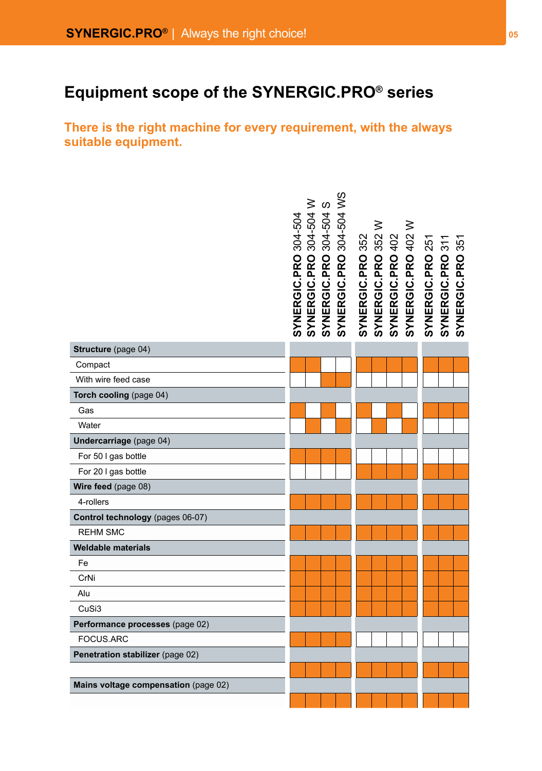# Equipment scope of the SYNERGIC.PRO® series

**There is the right machine for every requirement, with the always suitable equipment.**

| | SYNERGIC.PRO 304-504 | SYNERGIC.PRO 304-504 W | SYNERGIC.PRO 304-504 S | SYNERGIC.PRO 304-504 WS | SYNERGIC.PRO 352 | SYNERGIC.PRO 352 W | SYNERGIC.PRO 402 | SYNERGIC.PRO 402 W | SYNERGIC.PRO 251 | SYNERGIC.PRO 311 | SYNERGIC.PRO 351 |
|---|---|---|---|---|---|---|---|---|---|---|---|
| **Structure** (page 04) | | | | | | | | | | | |
| Compact | ■ | ■ | | | ■ | ■ | ■ | ■ | ■ | ■ | ■ |
| With wire feed case | | | ■ | ■ | | | | | | | |
| **Torch cooling** (page 04) | | | | | | | | | | | |
| Gas | ■ | | ■ | | ■ | | ■ | | ■ | ■ | ■ |
| Water | | ■ | | ■ | | ■ | | ■ | | | |
| **Undercarriage** (page 04) | | | | | | | | | | | |
| For 50 l gas bottle | ■ | ■ | ■ | ■ | | | | | | | |
| For 20 l gas bottle | | | | | ■ | ■ | ■ | ■ | ■ | ■ | ■ |
| **Wire feed** (page 08) | | | | | | | | | | | |
| 4-rollers | ■ | ■ | ■ | ■ | ■ | ■ | ■ | ■ | ■ | ■ | ■ |
| **Control technology** (pages 06-07) | | | | | | | | | | | |
| REHM SMC | ■ | ■ | ■ | ■ | ■ | ■ | ■ | ■ | ■ | ■ | ■ |
| **Weldable materials** | | | | | | | | | | | |
| Fe | ■ | ■ | ■ | ■ | ■ | ■ | ■ | ■ | ■ | ■ | ■ |
| CrNi | ■ | ■ | ■ | ■ | ■ | ■ | ■ | ■ | ■ | ■ | ■ |
| Alu | ■ | ■ | ■ | ■ | ■ | ■ | ■ | ■ | ■ | ■ | ■ |
| CuSi3 | ■ | ■ | ■ | ■ | ■ | ■ | ■ | ■ | ■ | ■ | ■ |
| **Performance processes** (page 02) | | | | | | | | | | | |
| FOCUS.ARC | ■ | ■ | ■ | ■ | | | | | | | |
| **Penetration stabilizer** (page 02) | | | | | | | | | | | |
| | ■ | ■ | ■ | ■ | ■ | ■ | ■ | ■ | ■ | ■ | ■ |
| **Mains voltage compensation** (page 02) | | | | | | | | | | | |
| | ■ | ■ | ■ | ■ | ■ | ■ | ■ | ■ | ■ | ■ | ■ |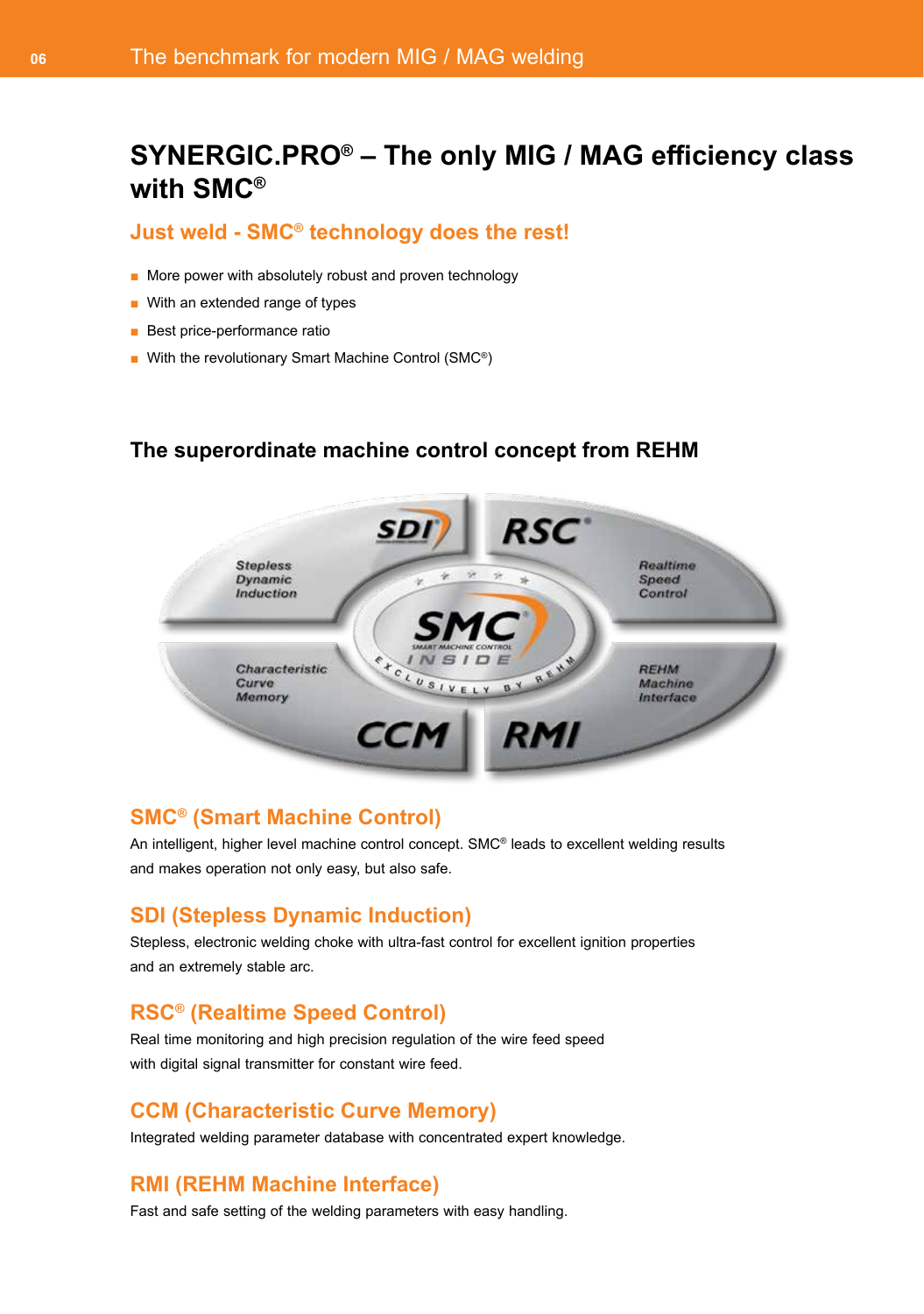# SYNERGIC.PRO® – The only MIG / MAG efficiency class with SMC®

## Just weld - SMC® technology does the rest!

- More power with absolutely robust and proven technology
- With an extended range of types
- Best price-performance ratio
- With the revolutionary Smart Machine Control (SMC®)

### The superordinate machine control concept from REHM

SDI – Stepless Dynamic Induction
RSC® – Realtime Speed Control
SMC – Smart Machine Control – INSIDE – Exclusively by REHM
CCM – Characteristic Curve Memory
RMI – REHM Machine Interface

## SMC® (Smart Machine Control)

An intelligent, higher level machine control concept. SMC® leads to excellent welding results and makes operation not only easy, but also safe.

## SDI (Stepless Dynamic Induction)

Stepless, electronic welding choke with ultra-fast control for excellent ignition properties and an extremely stable arc.

## RSC® (Realtime Speed Control)

Real time monitoring and high precision regulation of the wire feed speed with digital signal transmitter for constant wire feed.

## CCM (Characteristic Curve Memory)

Integrated welding parameter database with concentrated expert knowledge.

## RMI (REHM Machine Interface)

Fast and safe setting of the welding parameters with easy handling.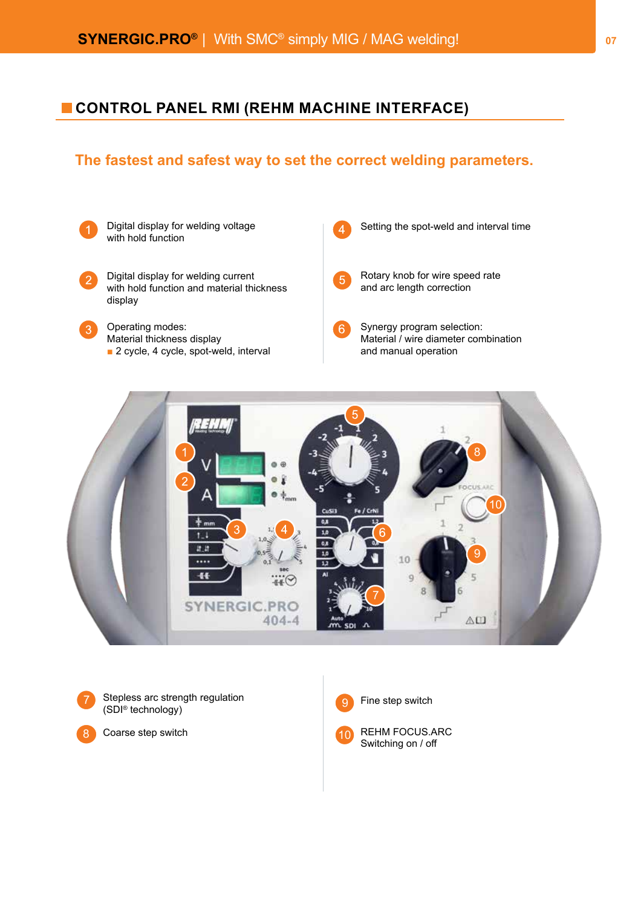## CONTROL PANEL RMI (REHM MACHINE INTERFACE)

**The fastest and safest way to set the correct welding parameters.**

1. Digital display for welding voltage with hold function
2. Digital display for welding current with hold function and material thickness display
3. Operating modes:
   Material thickness display
   - 2 cycle, 4 cycle, spot-weld, interval
4. Setting the spot-weld and interval time
5. Rotary knob for wire speed rate and arc length correction
6. Synergy program selection:
   Material / wire diameter combination and manual operation
7. Stepless arc strength regulation (SDI® technology)
8. Coarse step switch
9. Fine step switch
10. REHM FOCUS.ARC Switching on / off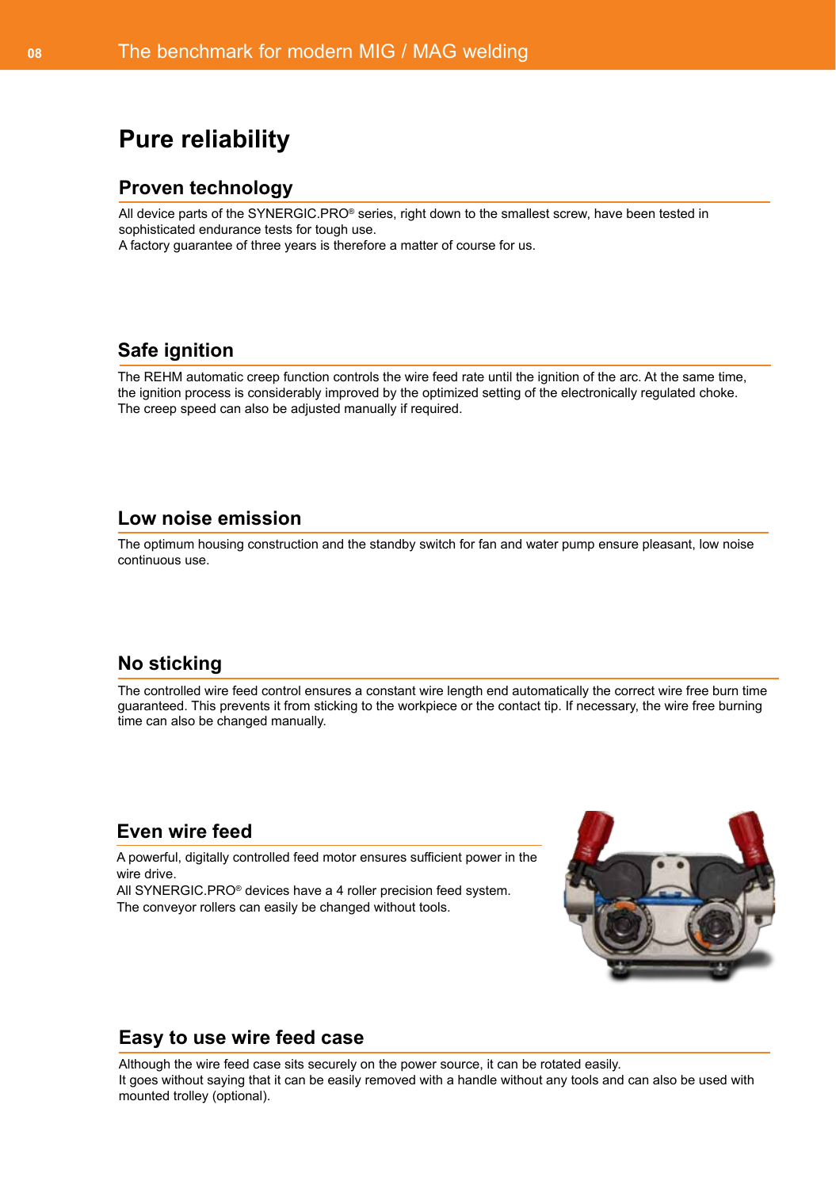# Pure reliability

## Proven technology

All device parts of the SYNERGIC.PRO® series, right down to the smallest screw, have been tested in sophisticated endurance tests for tough use.
A factory guarantee of three years is therefore a matter of course for us.

## Safe ignition

The REHM automatic creep function controls the wire feed rate until the ignition of the arc. At the same time, the ignition process is considerably improved by the optimized setting of the electronically regulated choke. The creep speed can also be adjusted manually if required.

## Low noise emission

The optimum housing construction and the standby switch for fan and water pump ensure pleasant, low noise continuous use.

## No sticking

The controlled wire feed control ensures a constant wire length end automatically the correct wire free burn time guaranteed. This prevents it from sticking to the workpiece or the contact tip. If necessary, the wire free burning time can also be changed manually.

## Even wire feed

A powerful, digitally controlled feed motor ensures sufficient power in the wire drive.
All SYNERGIC.PRO® devices have a 4 roller precision feed system.
The conveyor rollers can easily be changed without tools.

## Easy to use wire feed case

Although the wire feed case sits securely on the power source, it can be rotated easily.
It goes without saying that it can be easily removed with a handle without any tools and can also be used with mounted trolley (optional).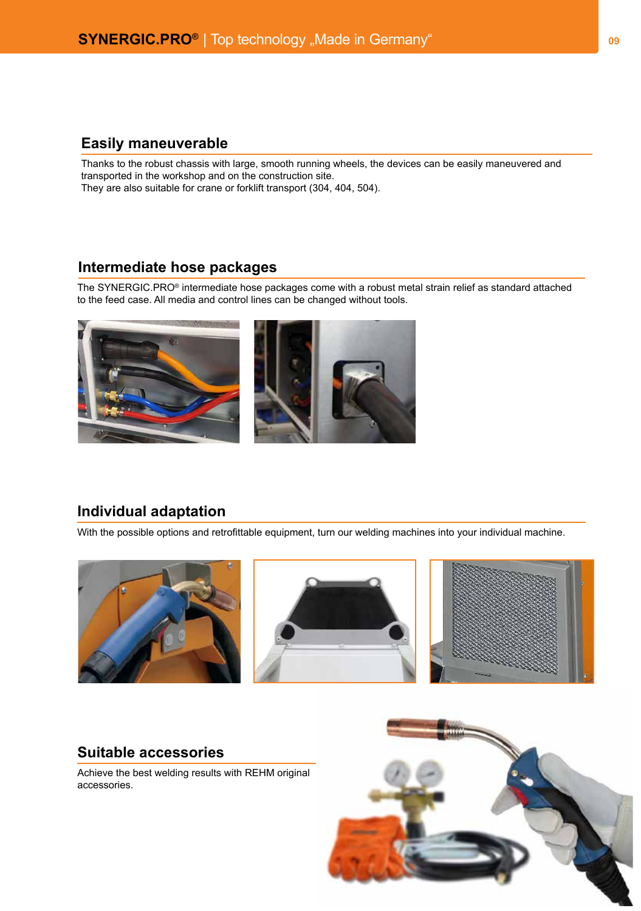## Easily maneuverable

Thanks to the robust chassis with large, smooth running wheels, the devices can be easily maneuvered and transported in the workshop and on the construction site.
They are also suitable for crane or forklift transport (304, 404, 504).

## Intermediate hose packages

The SYNERGIC.PRO® intermediate hose packages come with a robust metal strain relief as standard attached to the feed case. All media and control lines can be changed without tools.

## Individual adaptation

With the possible options and retrofittable equipment, turn our welding machines into your individual machine.

## Suitable accessories

Achieve the best welding results with REHM original accessories.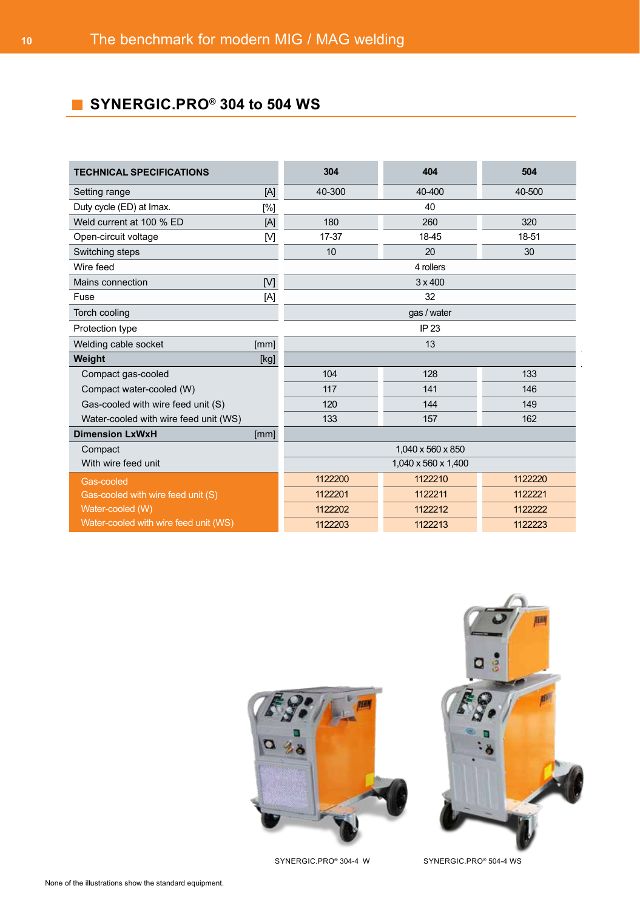## SYNERGIC.PRO® 304 to 504 WS

| TECHNICAL SPECIFICATIONS | | 304 | 404 | 504 |
|---|---|---|---|---|
| Setting range | [A] | 40-300 | 40-400 | 40-500 |
| Duty cycle (ED) at Imax. | [%] | | 40 | |
| Weld current at 100 % ED | [A] | 180 | 260 | 320 |
| Open-circuit voltage | [V] | 17-37 | 18-45 | 18-51 |
| Switching steps | | 10 | 20 | 30 |
| Wire feed | | | 4 rollers | |
| Mains connection | [V] | | 3 x 400 | |
| Fuse | [A] | | 32 | |
| Torch cooling | | | gas / water | |
| Protection type | | | IP 23 | |
| Welding cable socket | [mm] | | 13 | |
| **Weight** | [kg] | | | |
| Compact gas-cooled | | 104 | 128 | 133 |
| Compact water-cooled (W) | | 117 | 141 | 146 |
| Gas-cooled with wire feed unit (S) | | 120 | 144 | 149 |
| Water-cooled with wire feed unit (WS) | | 133 | 157 | 162 |
| **Dimension LxWxH** | [mm] | | | |
| Compact | | | 1,040 x 560 x 850 | |
| With wire feed unit | | | 1,040 x 560 x 1,400 | |
| Gas-cooled | | 1122200 | 1122210 | 1122220 |
| Gas-cooled with wire feed unit (S) | | 1122201 | 1122211 | 1122221 |
| Water-cooled (W) | | 1122202 | 1122212 | 1122222 |
| Water-cooled with wire feed unit (WS) | | 1122203 | 1122213 | 1122223 |

SYNERGIC.PRO® 304-4 W

SYNERGIC.PRO® 504-4 WS

None of the illustrations show the standard equipment.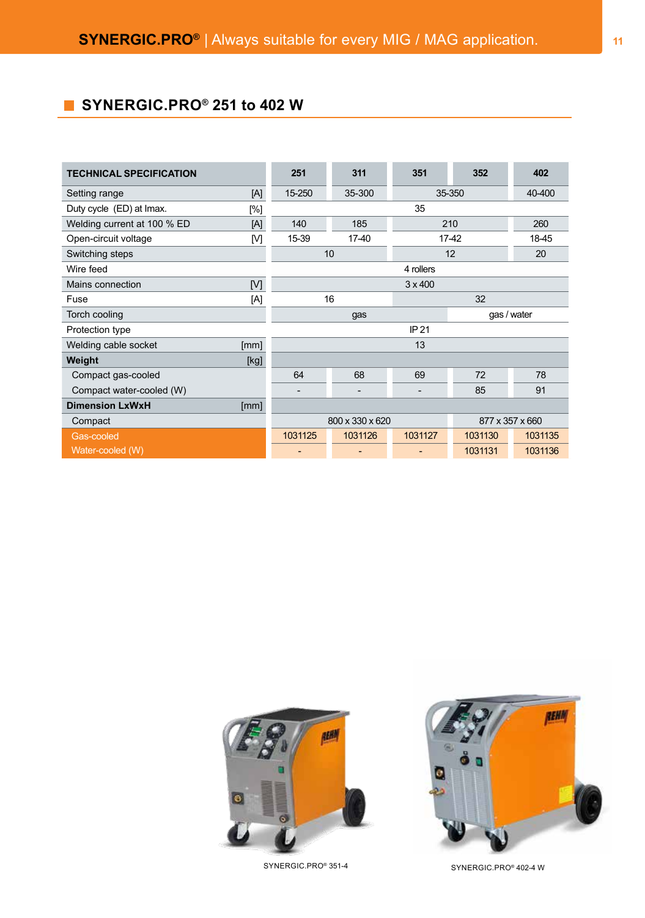# SYNERGIC.PRO® | Always suitable for every MIG / MAG application.

## SYNERGIC.PRO® 251 to 402 W

| TECHNICAL SPECIFICATION | | 251 | 311 | 351 | 352 | 402 |
|---|---|---|---|---|---|---|
| Setting range | [A] | 15-250 | 35-300 | 35-350 | | 40-400 |
| Duty cycle (ED) at Imax. | [%] | 35 | | | | |
| Welding current at 100 % ED | [A] | 140 | 185 | 210 | | 260 |
| Open-circuit voltage | [V] | 15-39 | 17-40 | 17-42 | | 18-45 |
| Switching steps | | 10 | | 12 | | 20 |
| Wire feed | | 4 rollers | | | | |
| Mains connection | [V] | 3 x 400 | | | | |
| Fuse | [A] | 16 | | 32 | | |
| Torch cooling | | gas | | | gas / water | |
| Protection type | | IP 21 | | | | |
| Welding cable socket | [mm] | 13 | | | | |
| **Weight** | [kg] | | | | | |
| Compact gas-cooled | | 64 | 68 | 69 | 72 | 78 |
| Compact water-cooled (W) | | - | - | - | 85 | 91 |
| **Dimension LxWxH** | [mm] | | | | | |
| Compact | | 800 x 330 x 620 | | | 877 x 357 x 660 | |
| Gas-cooled | | 1031125 | 1031126 | 1031127 | 1031130 | 1031135 |
| Water-cooled (W) | | - | - | - | 1031131 | 1031136 |

SYNERGIC.PRO® 351-4

SYNERGIC.PRO® 402-4 W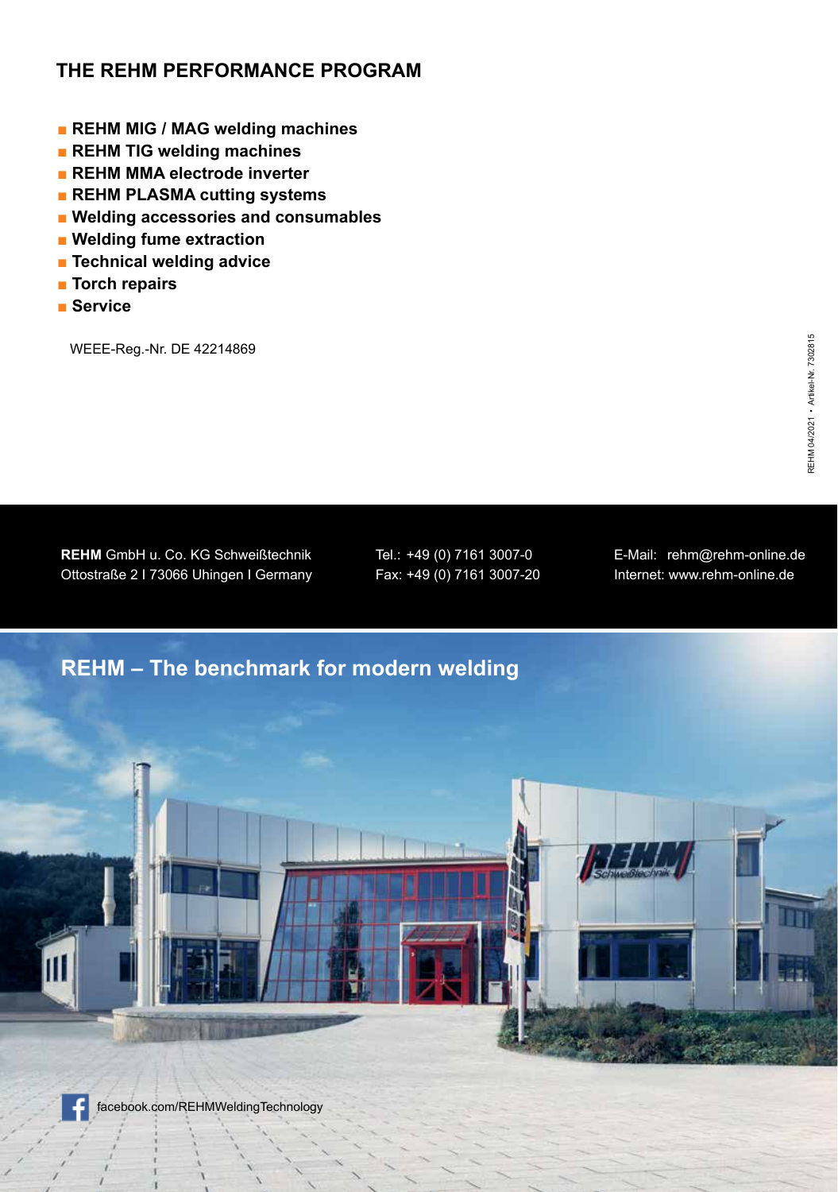## THE REHM PERFORMANCE PROGRAM

- **REHM MIG / MAG welding machines**
- **REHM TIG welding machines**
- **REHM MMA electrode inverter**
- **REHM PLASMA cutting systems**
- **Welding accessories and consumables**
- **Welding fume extraction**
- **Technical welding advice**
- **Torch repairs**
- **Service**

WEEE-Reg.-Nr. DE 42214869

REHM 04/2021 • Artikel-Nr. 7302815

**REHM** GmbH u. Co. KG Schweißtechnik
Ottostraße 2 I 73066 Uhingen I Germany

Tel.: +49 (0) 7161 3007-0
Fax: +49 (0) 7161 3007-20

E-Mail: rehm@rehm-online.de
Internet: www.rehm-online.de

## REHM – The benchmark for modern welding

facebook.com/REHMWeldingTechnology